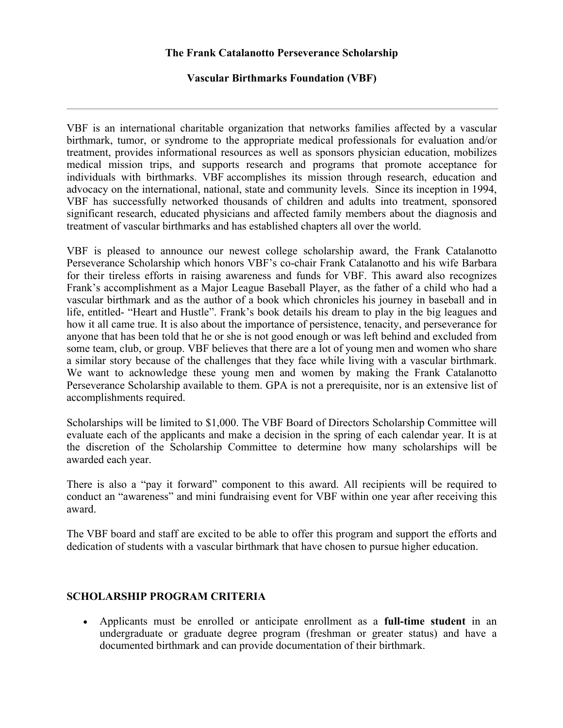# The Frank Catalanotto Perseverance Scholarship

## Vascular Birthmarks Foundation (VBF)

---

VBF is an international charitable organization that networks families affected by a vascular birthmark, tumor, or syndrome to the appropriate medical professionals for evaluation and/or treatment, provides informational resources as well as sponsors physician education, mobilizes medical mission trips, and supports research and programs that promote acceptance for individuals with birthmarks. VBF accomplishes its mission through research, education and advocacy on the international, national, state and community levels. Since its inception in 1994, VBF has successfully networked thousands of children and adults into treatment, sponsored significant research, educated physicians and affected family members about the diagnosis and treatment of vascular birthmarks and has established chapters all over the world.

VBF is pleased to announce our newest college scholarship award, the Frank Catalanotto Perseverance Scholarship which honors VBF's co-chair Frank Catalanotto and his wife Barbara for their tireless efforts in raising awareness and funds for VBF. This award also recognizes Frank's accomplishment as a Major League Baseball Player, as the father of a child who had a vascular birthmark and as the author of a book which chronicles his journey in baseball and in life, entitled- "Heart and Hustle". Frank's book details his dream to play in the big leagues and how it all came true. It is also about the importance of persistence, tenacity, and perseverance for anyone that has been told that he or she is not good enough or was left behind and excluded from some team, club, or group. VBF believes that there are a lot of young men and women who share a similar story because of the challenges that they face while living with a vascular birthmark. We want to acknowledge these young men and women by making the Frank Catalanotto Perseverance Scholarship available to them. GPA is not a prerequisite, nor is an extensive list of accomplishments required.

Scholarships will be limited to $1,000. The VBF Board of Directors Scholarship Committee will evaluate each of the applicants and make a decision in the spring of each calendar year. It is at the discretion of the Scholarship Committee to determine how many scholarships will be awarded each year.

There is also a "pay it forward" component to this award. All recipients will be required to conduct an "awareness" and mini fundraising event for VBF within one year after receiving this award.

The VBF board and staff are excited to be able to offer this program and support the efforts and dedication of students with a vascular birthmark that have chosen to pursue higher education.

### SCHOLARSHIP PROGRAM CRITERIA

- Applicants must be enrolled or anticipate enrollment as a **full-time student** in an undergraduate or graduate degree program (freshman or greater status) and have a documented birthmark and can provide documentation of their birthmark.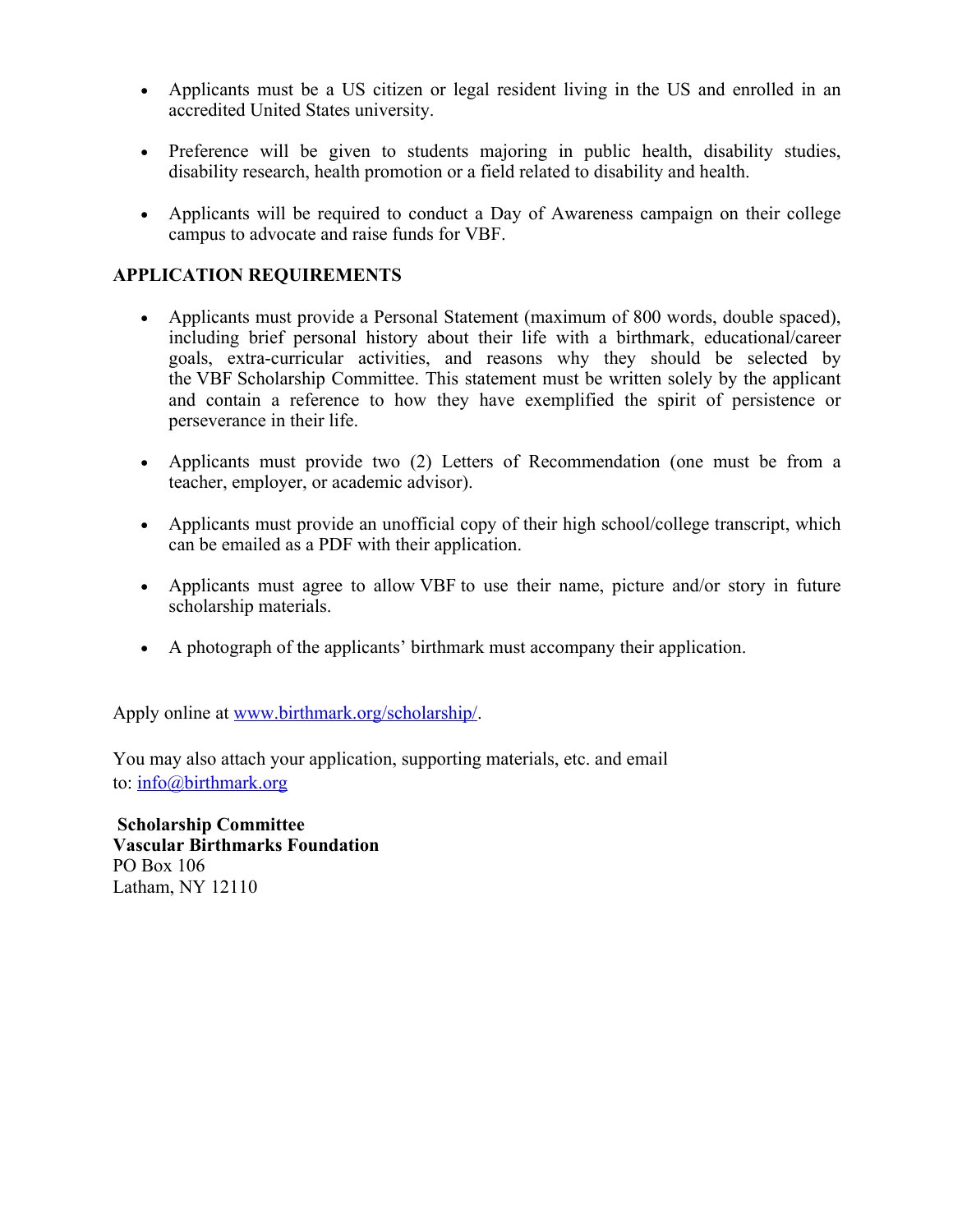- Applicants must be a US citizen or legal resident living in the US and enrolled in an accredited United States university.

- Preference will be given to students majoring in public health, disability studies, disability research, health promotion or a field related to disability and health.

- Applicants will be required to conduct a Day of Awareness campaign on their college campus to advocate and raise funds for VBF.

**APPLICATION REQUIREMENTS**

- Applicants must provide a Personal Statement (maximum of 800 words, double spaced), including brief personal history about their life with a birthmark, educational/career goals, extra-curricular activities, and reasons why they should be selected by the VBF Scholarship Committee. This statement must be written solely by the applicant and contain a reference to how they have exemplified the spirit of persistence or perseverance in their life.

- Applicants must provide two (2) Letters of Recommendation (one must be from a teacher, employer, or academic advisor).

- Applicants must provide an unofficial copy of their high school/college transcript, which can be emailed as a PDF with their application.

- Applicants must agree to allow VBF to use their name, picture and/or story in future scholarship materials.

- A photograph of the applicants' birthmark must accompany their application.

Apply online at [www.birthmark.org/scholarship/](www.birthmark.org/scholarship/).

You may also attach your application, supporting materials, etc. and email to: [info@birthmark.org](mailto:info@birthmark.org)

**Scholarship Committee**
**Vascular Birthmarks Foundation**
PO Box 106
Latham, NY 12110